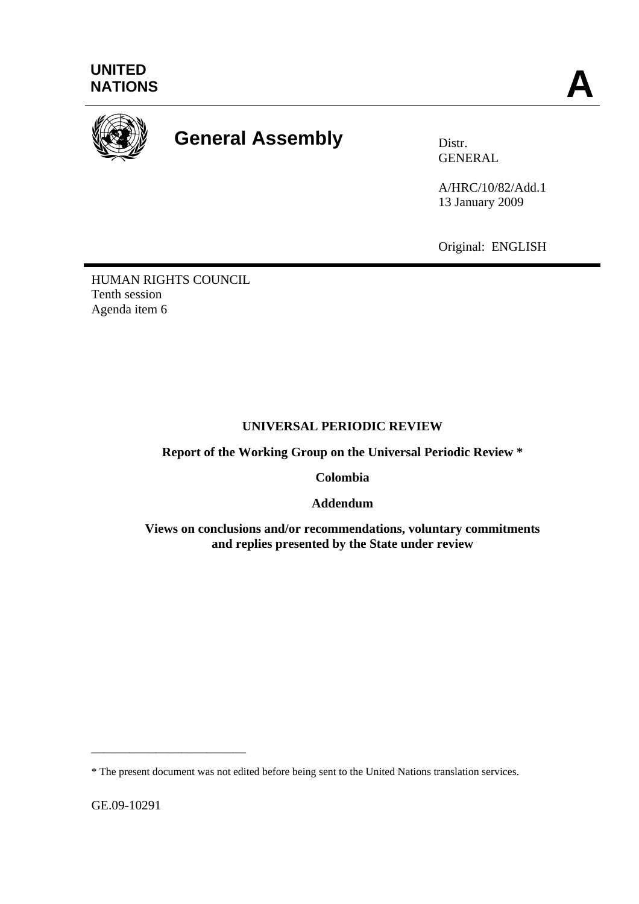**UNITED NATIONS** **A**

# General Assembly

Distr.
GENERAL

A/HRC/10/82/Add.1
13 January 2009

Original: ENGLISH

HUMAN RIGHTS COUNCIL
Tenth session
Agenda item 6

**UNIVERSAL PERIODIC REVIEW**

**Report of the Working Group on the Universal Periodic Review ***

**Colombia**

**Addendum**

**Views on conclusions and/or recommendations, voluntary commitments and replies presented by the State under review**

---

* The present document was not edited before being sent to the United Nations translation services.

GE.09-10291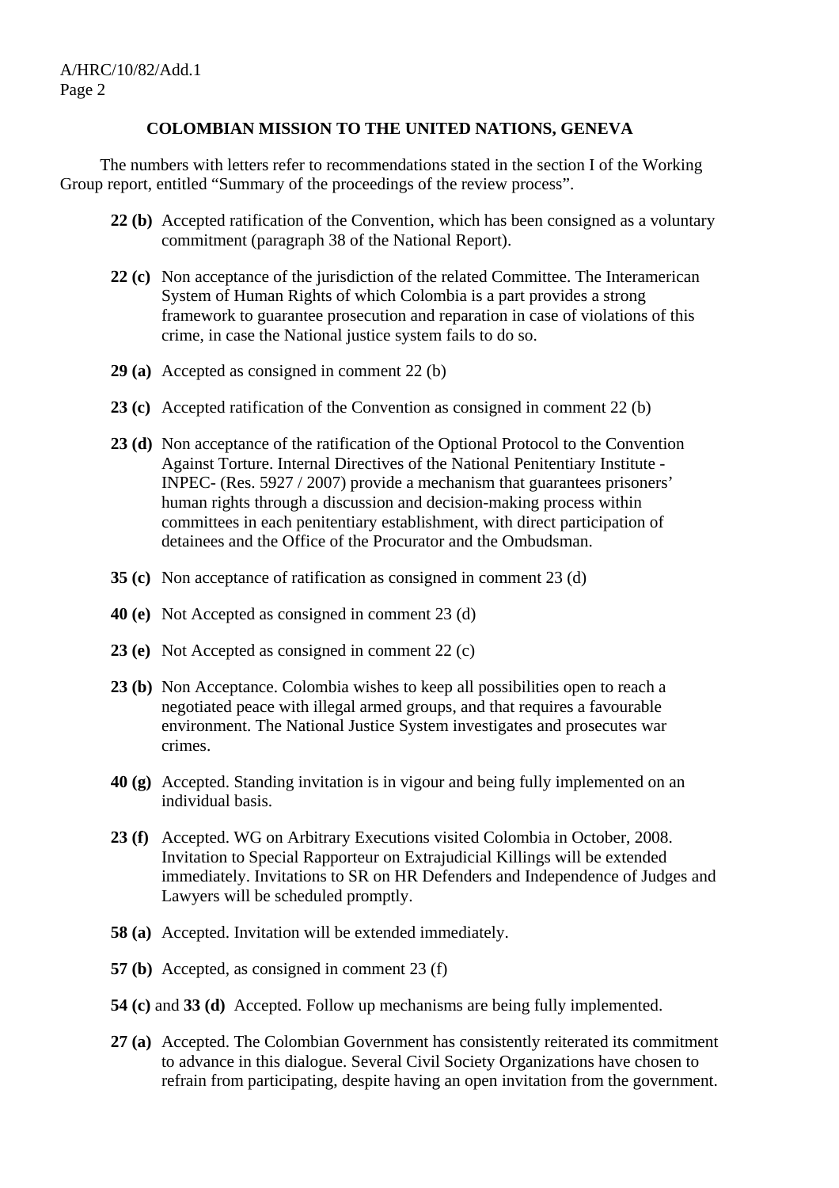## COLOMBIAN MISSION TO THE UNITED NATIONS, GENEVA

The numbers with letters refer to recommendations stated in the section I of the Working Group report, entitled "Summary of the proceedings of the review process".

**22 (b)** Accepted ratification of the Convention, which has been consigned as a voluntary commitment (paragraph 38 of the National Report).

**22 (c)** Non acceptance of the jurisdiction of the related Committee. The Interamerican System of Human Rights of which Colombia is a part provides a strong framework to guarantee prosecution and reparation in case of violations of this crime, in case the National justice system fails to do so.

**29 (a)** Accepted as consigned in comment 22 (b)

**23 (c)** Accepted ratification of the Convention as consigned in comment 22 (b)

**23 (d)** Non acceptance of the ratification of the Optional Protocol to the Convention Against Torture. Internal Directives of the National Penitentiary Institute - INPEC- (Res. 5927 / 2007) provide a mechanism that guarantees prisoners' human rights through a discussion and decision-making process within committees in each penitentiary establishment, with direct participation of detainees and the Office of the Procurator and the Ombudsman.

**35 (c)** Non acceptance of ratification as consigned in comment 23 (d)

**40 (e)** Not Accepted as consigned in comment 23 (d)

**23 (e)** Not Accepted as consigned in comment 22 (c)

**23 (b)** Non Acceptance. Colombia wishes to keep all possibilities open to reach a negotiated peace with illegal armed groups, and that requires a favourable environment. The National Justice System investigates and prosecutes war crimes.

**40 (g)** Accepted. Standing invitation is in vigour and being fully implemented on an individual basis.

**23 (f)** Accepted. WG on Arbitrary Executions visited Colombia in October, 2008. Invitation to Special Rapporteur on Extrajudicial Killings will be extended immediately. Invitations to SR on HR Defenders and Independence of Judges and Lawyers will be scheduled promptly.

**58 (a)** Accepted. Invitation will be extended immediately.

**57 (b)** Accepted, as consigned in comment 23 (f)

**54 (c)** and **33 (d)** Accepted. Follow up mechanisms are being fully implemented.

**27 (a)** Accepted. The Colombian Government has consistently reiterated its commitment to advance in this dialogue. Several Civil Society Organizations have chosen to refrain from participating, despite having an open invitation from the government.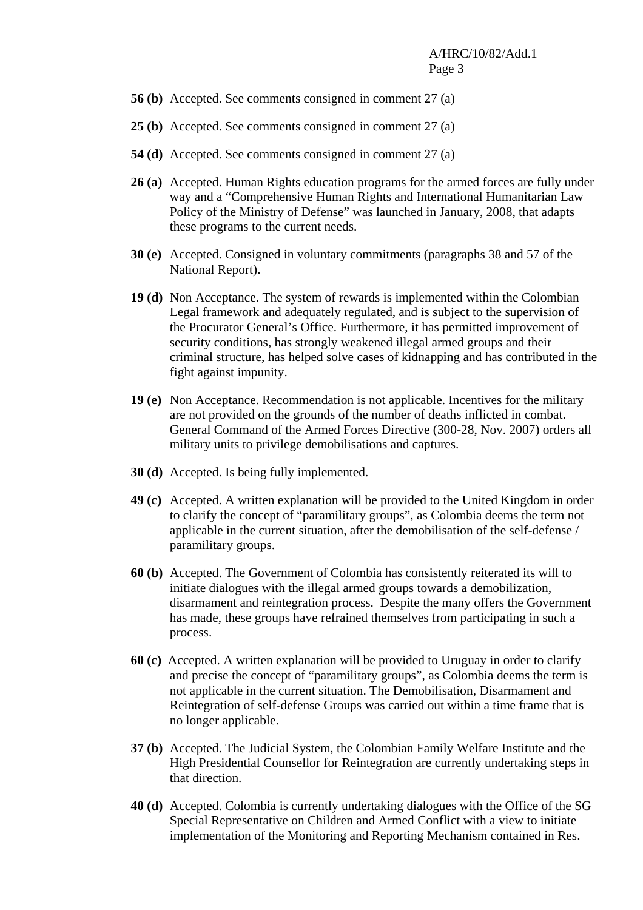**56 (b)** Accepted. See comments consigned in comment 27 (a)

**25 (b)** Accepted. See comments consigned in comment 27 (a)

**54 (d)** Accepted. See comments consigned in comment 27 (a)

**26 (a)** Accepted. Human Rights education programs for the armed forces are fully under way and a "Comprehensive Human Rights and International Humanitarian Law Policy of the Ministry of Defense" was launched in January, 2008, that adapts these programs to the current needs.

**30 (e)** Accepted. Consigned in voluntary commitments (paragraphs 38 and 57 of the National Report).

**19 (d)** Non Acceptance. The system of rewards is implemented within the Colombian Legal framework and adequately regulated, and is subject to the supervision of the Procurator General's Office. Furthermore, it has permitted improvement of security conditions, has strongly weakened illegal armed groups and their criminal structure, has helped solve cases of kidnapping and has contributed in the fight against impunity.

**19 (e)** Non Acceptance. Recommendation is not applicable. Incentives for the military are not provided on the grounds of the number of deaths inflicted in combat. General Command of the Armed Forces Directive (300-28, Nov. 2007) orders all military units to privilege demobilisations and captures.

**30 (d)** Accepted. Is being fully implemented.

**49 (c)** Accepted. A written explanation will be provided to the United Kingdom in order to clarify the concept of "paramilitary groups", as Colombia deems the term not applicable in the current situation, after the demobilisation of the self-defense / paramilitary groups.

**60 (b)** Accepted. The Government of Colombia has consistently reiterated its will to initiate dialogues with the illegal armed groups towards a demobilization, disarmament and reintegration process. Despite the many offers the Government has made, these groups have refrained themselves from participating in such a process.

**60 (c)** Accepted. A written explanation will be provided to Uruguay in order to clarify and precise the concept of "paramilitary groups", as Colombia deems the term is not applicable in the current situation. The Demobilisation, Disarmament and Reintegration of self-defense Groups was carried out within a time frame that is no longer applicable.

**37 (b)** Accepted. The Judicial System, the Colombian Family Welfare Institute and the High Presidential Counsellor for Reintegration are currently undertaking steps in that direction.

**40 (d)** Accepted. Colombia is currently undertaking dialogues with the Office of the SG Special Representative on Children and Armed Conflict with a view to initiate implementation of the Monitoring and Reporting Mechanism contained in Res.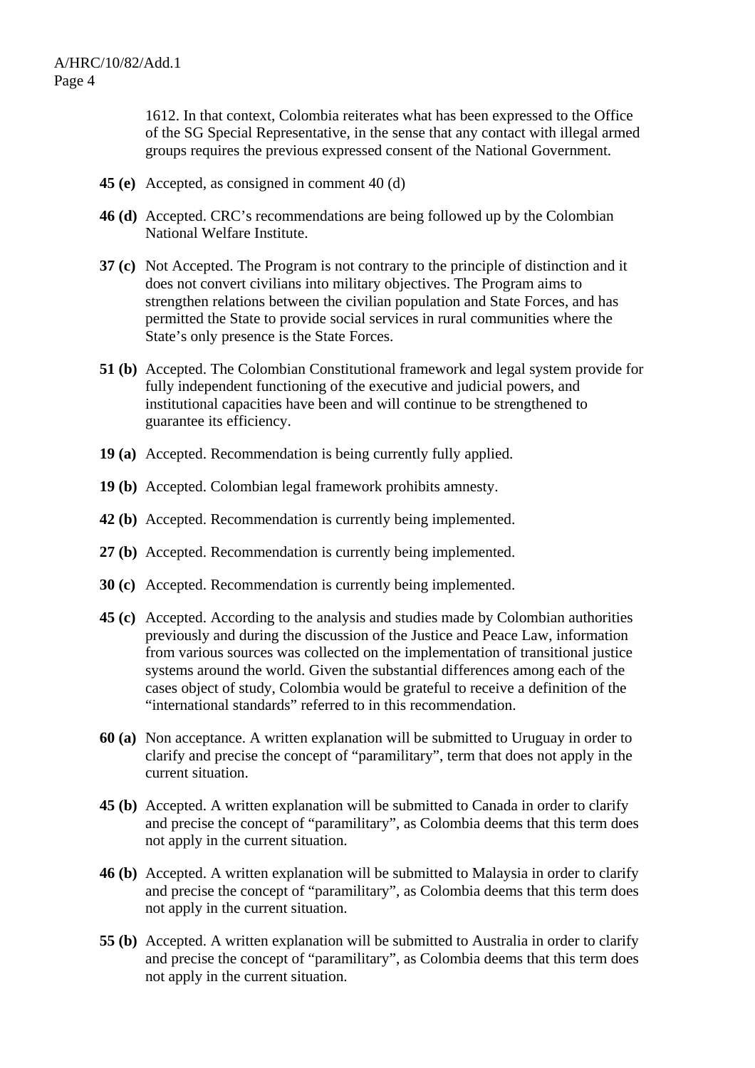1612. In that context, Colombia reiterates what has been expressed to the Office of the SG Special Representative, in the sense that any contact with illegal armed groups requires the previous expressed consent of the National Government.

**45 (e)** Accepted, as consigned in comment 40 (d)

**46 (d)** Accepted. CRC's recommendations are being followed up by the Colombian National Welfare Institute.

**37 (c)** Not Accepted. The Program is not contrary to the principle of distinction and it does not convert civilians into military objectives. The Program aims to strengthen relations between the civilian population and State Forces, and has permitted the State to provide social services in rural communities where the State's only presence is the State Forces.

**51 (b)** Accepted. The Colombian Constitutional framework and legal system provide for fully independent functioning of the executive and judicial powers, and institutional capacities have been and will continue to be strengthened to guarantee its efficiency.

**19 (a)** Accepted. Recommendation is being currently fully applied.

**19 (b)** Accepted. Colombian legal framework prohibits amnesty.

**42 (b)** Accepted. Recommendation is currently being implemented.

**27 (b)** Accepted. Recommendation is currently being implemented.

**30 (c)** Accepted. Recommendation is currently being implemented.

**45 (c)** Accepted. According to the analysis and studies made by Colombian authorities previously and during the discussion of the Justice and Peace Law, information from various sources was collected on the implementation of transitional justice systems around the world. Given the substantial differences among each of the cases object of study, Colombia would be grateful to receive a definition of the "international standards" referred to in this recommendation.

**60 (a)** Non acceptance. A written explanation will be submitted to Uruguay in order to clarify and precise the concept of "paramilitary", term that does not apply in the current situation.

**45 (b)** Accepted. A written explanation will be submitted to Canada in order to clarify and precise the concept of "paramilitary", as Colombia deems that this term does not apply in the current situation.

**46 (b)** Accepted. A written explanation will be submitted to Malaysia in order to clarify and precise the concept of "paramilitary", as Colombia deems that this term does not apply in the current situation.

**55 (b)** Accepted. A written explanation will be submitted to Australia in order to clarify and precise the concept of "paramilitary", as Colombia deems that this term does not apply in the current situation.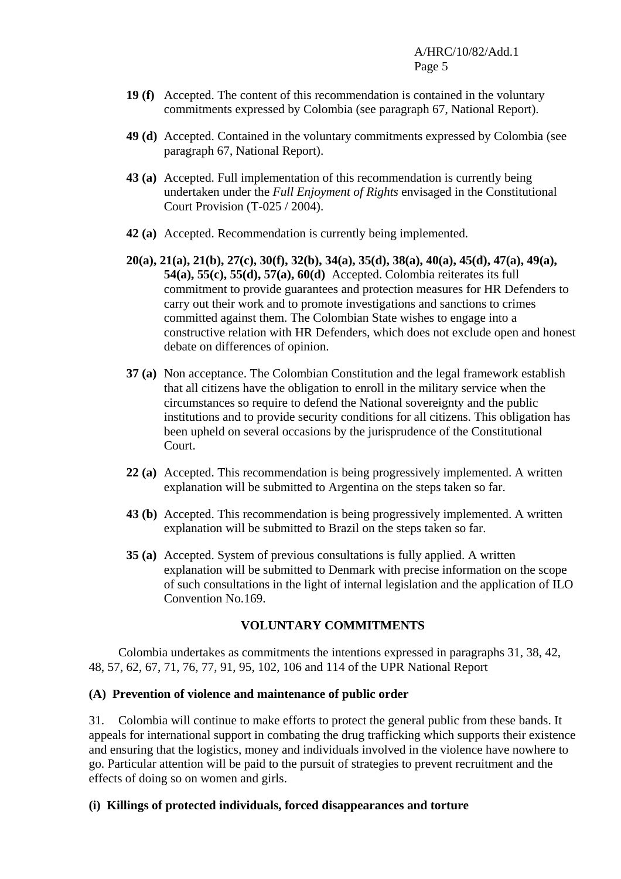**19 (f)** Accepted. The content of this recommendation is contained in the voluntary commitments expressed by Colombia (see paragraph 67, National Report).

**49 (d)** Accepted. Contained in the voluntary commitments expressed by Colombia (see paragraph 67, National Report).

**43 (a)** Accepted. Full implementation of this recommendation is currently being undertaken under the *Full Enjoyment of Rights* envisaged in the Constitutional Court Provision (T-025 / 2004).

**42 (a)** Accepted. Recommendation is currently being implemented.

**20(a), 21(a), 21(b), 27(c), 30(f), 32(b), 34(a), 35(d), 38(a), 40(a), 45(d), 47(a), 49(a), 54(a), 55(c), 55(d), 57(a), 60(d)** Accepted. Colombia reiterates its full commitment to provide guarantees and protection measures for HR Defenders to carry out their work and to promote investigations and sanctions to crimes committed against them. The Colombian State wishes to engage into a constructive relation with HR Defenders, which does not exclude open and honest debate on differences of opinion.

**37 (a)** Non acceptance. The Colombian Constitution and the legal framework establish that all citizens have the obligation to enroll in the military service when the circumstances so require to defend the National sovereignty and the public institutions and to provide security conditions for all citizens. This obligation has been upheld on several occasions by the jurisprudence of the Constitutional Court.

**22 (a)** Accepted. This recommendation is being progressively implemented. A written explanation will be submitted to Argentina on the steps taken so far.

**43 (b)** Accepted. This recommendation is being progressively implemented. A written explanation will be submitted to Brazil on the steps taken so far.

**35 (a)** Accepted. System of previous consultations is fully applied. A written explanation will be submitted to Denmark with precise information on the scope of such consultations in the light of internal legislation and the application of ILO Convention No.169.

## VOLUNTARY COMMITMENTS

Colombia undertakes as commitments the intentions expressed in paragraphs 31, 38, 42, 48, 57, 62, 67, 71, 76, 77, 91, 95, 102, 106 and 114 of the UPR National Report

### (A) Prevention of violence and maintenance of public order

31. Colombia will continue to make efforts to protect the general public from these bands. It appeals for international support in combating the drug trafficking which supports their existence and ensuring that the logistics, money and individuals involved in the violence have nowhere to go. Particular attention will be paid to the pursuit of strategies to prevent recruitment and the effects of doing so on women and girls.

### (i) Killings of protected individuals, forced disappearances and torture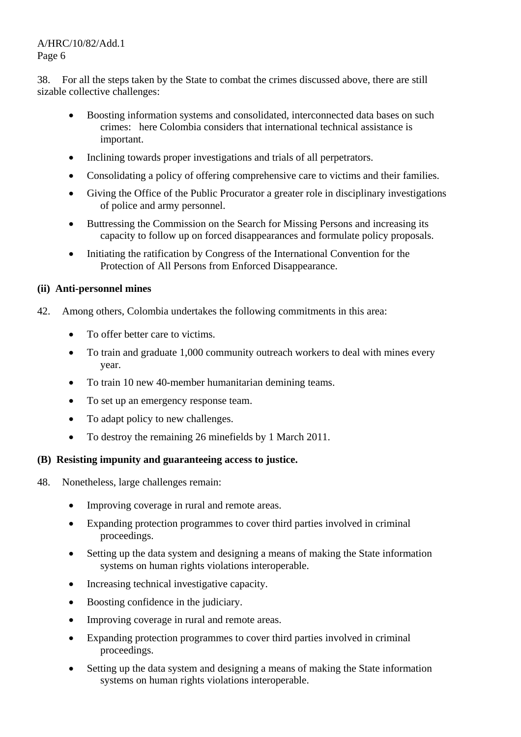38. For all the steps taken by the State to combat the crimes discussed above, there are still sizable collective challenges:

- Boosting information systems and consolidated, interconnected data bases on such crimes: here Colombia considers that international technical assistance is important.
- Inclining towards proper investigations and trials of all perpetrators.
- Consolidating a policy of offering comprehensive care to victims and their families.
- Giving the Office of the Public Procurator a greater role in disciplinary investigations of police and army personnel.
- Buttressing the Commission on the Search for Missing Persons and increasing its capacity to follow up on forced disappearances and formulate policy proposals.
- Initiating the ratification by Congress of the International Convention for the Protection of All Persons from Enforced Disappearance.

**(ii) Anti-personnel mines**

42. Among others, Colombia undertakes the following commitments in this area:

- To offer better care to victims.
- To train and graduate 1,000 community outreach workers to deal with mines every year.
- To train 10 new 40-member humanitarian demining teams.
- To set up an emergency response team.
- To adapt policy to new challenges.
- To destroy the remaining 26 minefields by 1 March 2011.

**(B) Resisting impunity and guaranteeing access to justice.**

48. Nonetheless, large challenges remain:

- Improving coverage in rural and remote areas.
- Expanding protection programmes to cover third parties involved in criminal proceedings.
- Setting up the data system and designing a means of making the State information systems on human rights violations interoperable.
- Increasing technical investigative capacity.
- Boosting confidence in the judiciary.
- Improving coverage in rural and remote areas.
- Expanding protection programmes to cover third parties involved in criminal proceedings.
- Setting up the data system and designing a means of making the State information systems on human rights violations interoperable.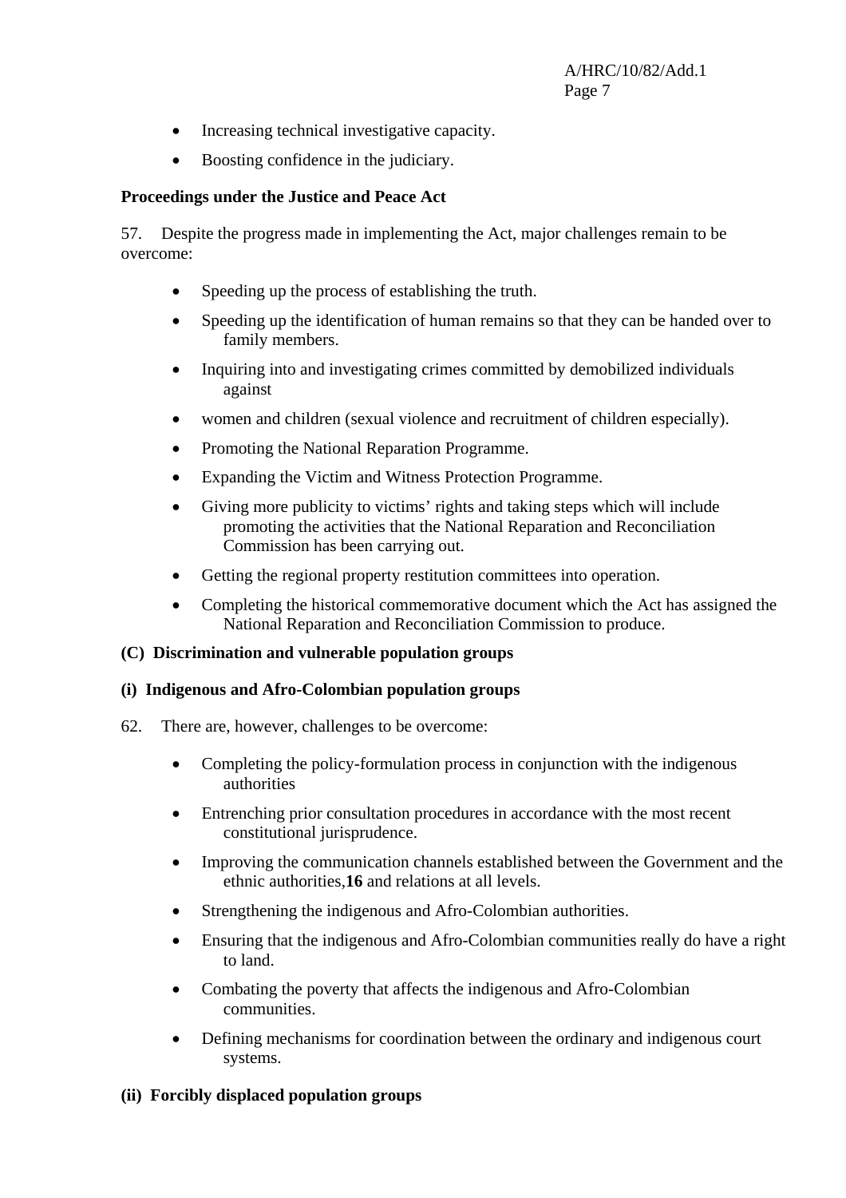- Increasing technical investigative capacity.
- Boosting confidence in the judiciary.

**Proceedings under the Justice and Peace Act**

57. Despite the progress made in implementing the Act, major challenges remain to be overcome:

- Speeding up the process of establishing the truth.
- Speeding up the identification of human remains so that they can be handed over to family members.
- Inquiring into and investigating crimes committed by demobilized individuals against
- women and children (sexual violence and recruitment of children especially).
- Promoting the National Reparation Programme.
- Expanding the Victim and Witness Protection Programme.
- Giving more publicity to victims' rights and taking steps which will include promoting the activities that the National Reparation and Reconciliation Commission has been carrying out.
- Getting the regional property restitution committees into operation.
- Completing the historical commemorative document which the Act has assigned the National Reparation and Reconciliation Commission to produce.

**(C) Discrimination and vulnerable population groups**

**(i) Indigenous and Afro-Colombian population groups**

62. There are, however, challenges to be overcome:

- Completing the policy-formulation process in conjunction with the indigenous authorities
- Entrenching prior consultation procedures in accordance with the most recent constitutional jurisprudence.
- Improving the communication channels established between the Government and the ethnic authorities,**16** and relations at all levels.
- Strengthening the indigenous and Afro-Colombian authorities.
- Ensuring that the indigenous and Afro-Colombian communities really do have a right to land.
- Combating the poverty that affects the indigenous and Afro-Colombian communities.
- Defining mechanisms for coordination between the ordinary and indigenous court systems.

**(ii) Forcibly displaced population groups**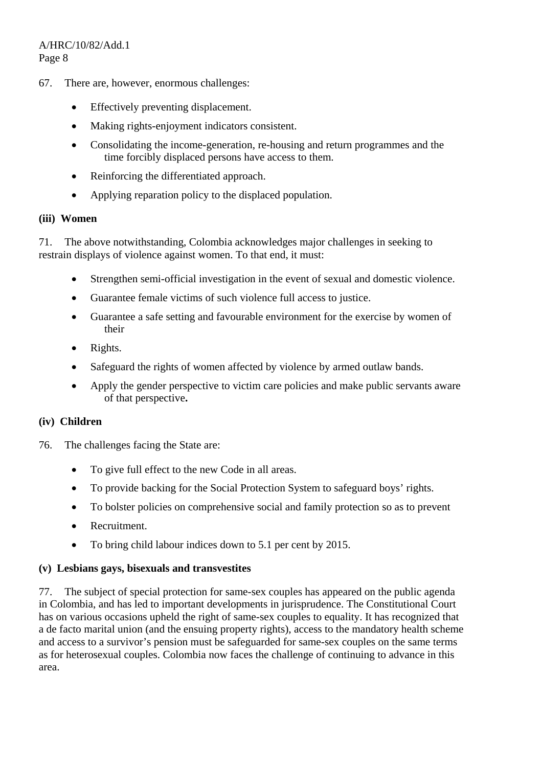67. There are, however, enormous challenges:

- Effectively preventing displacement.
- Making rights-enjoyment indicators consistent.
- Consolidating the income-generation, re-housing and return programmes and the time forcibly displaced persons have access to them.
- Reinforcing the differentiated approach.
- Applying reparation policy to the displaced population.

**(iii) Women**

71. The above notwithstanding, Colombia acknowledges major challenges in seeking to restrain displays of violence against women. To that end, it must:

- Strengthen semi-official investigation in the event of sexual and domestic violence.
- Guarantee female victims of such violence full access to justice.
- Guarantee a safe setting and favourable environment for the exercise by women of their
- Rights.
- Safeguard the rights of women affected by violence by armed outlaw bands.
- Apply the gender perspective to victim care policies and make public servants aware of that perspective**.**

**(iv) Children**

76. The challenges facing the State are:

- To give full effect to the new Code in all areas.
- To provide backing for the Social Protection System to safeguard boys' rights.
- To bolster policies on comprehensive social and family protection so as to prevent
- Recruitment.
- To bring child labour indices down to 5.1 per cent by 2015.

**(v) Lesbians gays, bisexuals and transvestites**

77. The subject of special protection for same-sex couples has appeared on the public agenda in Colombia, and has led to important developments in jurisprudence. The Constitutional Court has on various occasions upheld the right of same-sex couples to equality. It has recognized that a de facto marital union (and the ensuing property rights), access to the mandatory health scheme and access to a survivor's pension must be safeguarded for same-sex couples on the same terms as for heterosexual couples. Colombia now faces the challenge of continuing to advance in this area.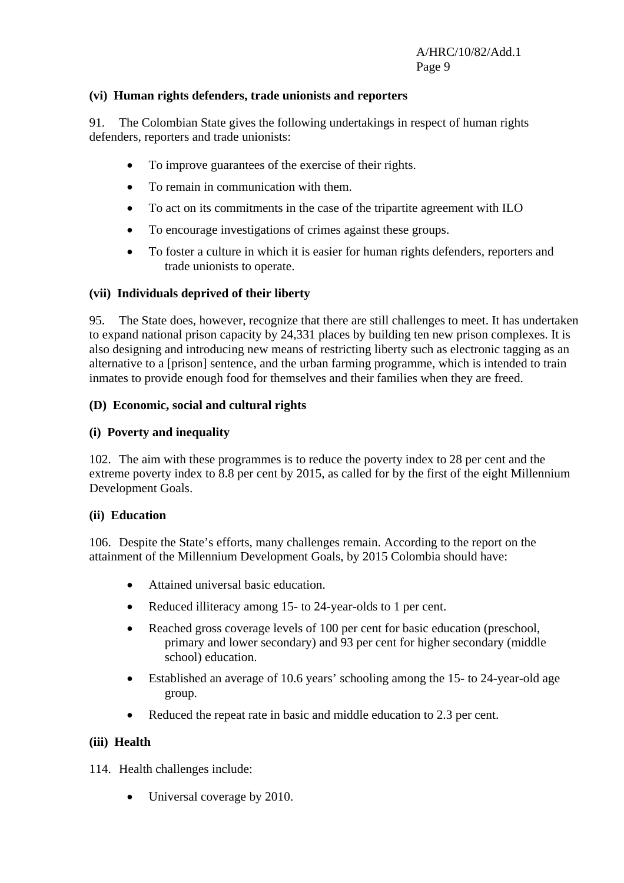**(vi) Human rights defenders, trade unionists and reporters**

91. The Colombian State gives the following undertakings in respect of human rights defenders, reporters and trade unionists:

- To improve guarantees of the exercise of their rights.
- To remain in communication with them.
- To act on its commitments in the case of the tripartite agreement with ILO
- To encourage investigations of crimes against these groups.
- To foster a culture in which it is easier for human rights defenders, reporters and trade unionists to operate.

**(vii) Individuals deprived of their liberty**

95. The State does, however, recognize that there are still challenges to meet. It has undertaken to expand national prison capacity by 24,331 places by building ten new prison complexes. It is also designing and introducing new means of restricting liberty such as electronic tagging as an alternative to a [prison] sentence, and the urban farming programme, which is intended to train inmates to provide enough food for themselves and their families when they are freed.

**(D) Economic, social and cultural rights**

**(i) Poverty and inequality**

102. The aim with these programmes is to reduce the poverty index to 28 per cent and the extreme poverty index to 8.8 per cent by 2015, as called for by the first of the eight Millennium Development Goals.

**(ii) Education**

106. Despite the State's efforts, many challenges remain. According to the report on the attainment of the Millennium Development Goals, by 2015 Colombia should have:

- Attained universal basic education.
- Reduced illiteracy among 15- to 24-year-olds to 1 per cent.
- Reached gross coverage levels of 100 per cent for basic education (preschool, primary and lower secondary) and 93 per cent for higher secondary (middle school) education.
- Established an average of 10.6 years' schooling among the 15- to 24-year-old age group.
- Reduced the repeat rate in basic and middle education to 2.3 per cent.

**(iii) Health**

114. Health challenges include:

- Universal coverage by 2010.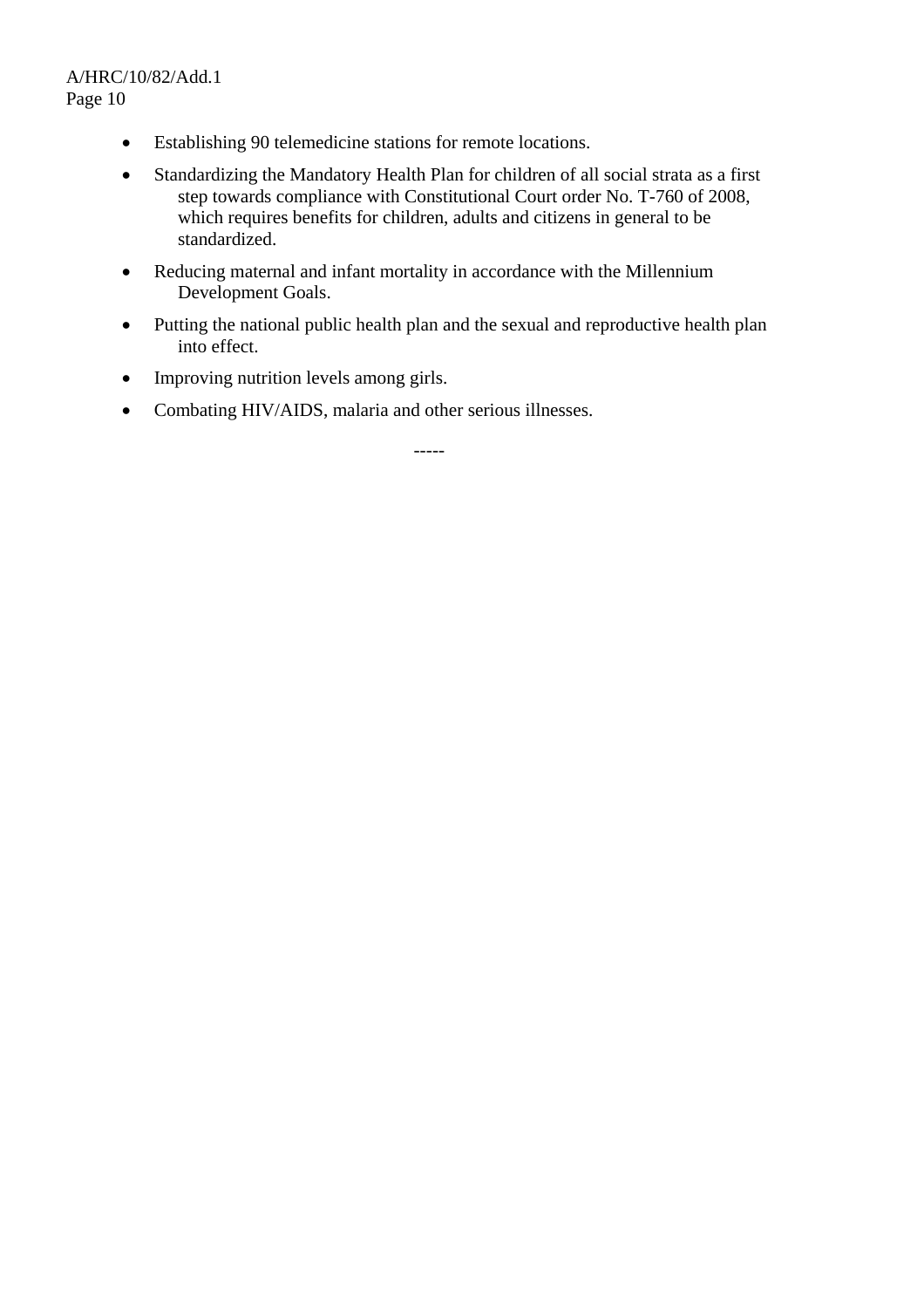- Establishing 90 telemedicine stations for remote locations.
- Standardizing the Mandatory Health Plan for children of all social strata as a first step towards compliance with Constitutional Court order No. T-760 of 2008, which requires benefits for children, adults and citizens in general to be standardized.
- Reducing maternal and infant mortality in accordance with the Millennium Development Goals.
- Putting the national public health plan and the sexual and reproductive health plan into effect.
- Improving nutrition levels among girls.
- Combating HIV/AIDS, malaria and other serious illnesses.

-----